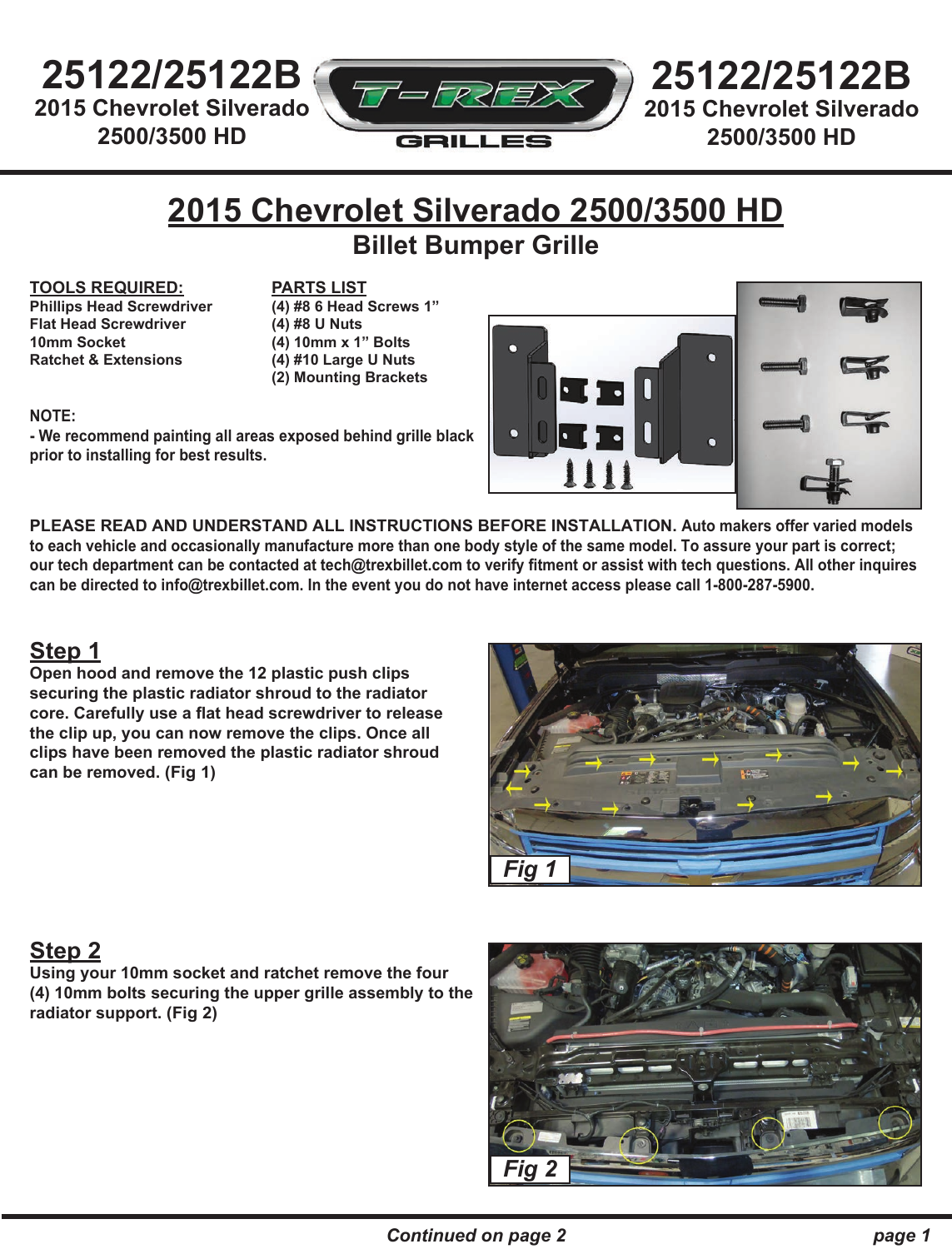# 25122/25122B
## 2015 Chevrolet Silverado 2500/3500 HD

# 2015 Chevrolet Silverado 2500/3500 HD
## Billet Bumper Grille

**TOOLS REQUIRED:**
- Phillips Head Screwdriver
- Flat Head Screwdriver
- 10mm Socket
- Ratchet & Extensions

**PARTS LIST**
- (4) #8 6 Head Screws 1”
- (4) #8 U Nuts
- (4) 10mm x 1” Bolts
- (4) #10 Large U Nuts
- (2) Mounting Brackets

**NOTE:**
- We recommend painting all areas exposed behind grille black prior to installing for best results.

**PLEASE READ AND UNDERSTAND ALL INSTRUCTIONS BEFORE INSTALLATION.** Auto makers offer varied models to each vehicle and occasionally manufacture more than one body style of the same model. To assure your part is correct; our tech department can be contacted at tech@trexbillet.com to verify fitment or assist with tech questions. All other inquires can be directed to info@trexbillet.com. In the event you do not have internet access please call 1-800-287-5900.

## Step 1

Open hood and remove the 12 plastic push clips securing the plastic radiator shroud to the radiator core. Carefully use a flat head screwdriver to release the clip up, you can now remove the clips. Once all clips have been removed the plastic radiator shroud can be removed. (Fig 1)

Fig 1

## Step 2

Using your 10mm socket and ratchet remove the four (4) 10mm bolts securing the upper grille assembly to the radiator support. (Fig 2)

Fig 2

*Continued on page 2*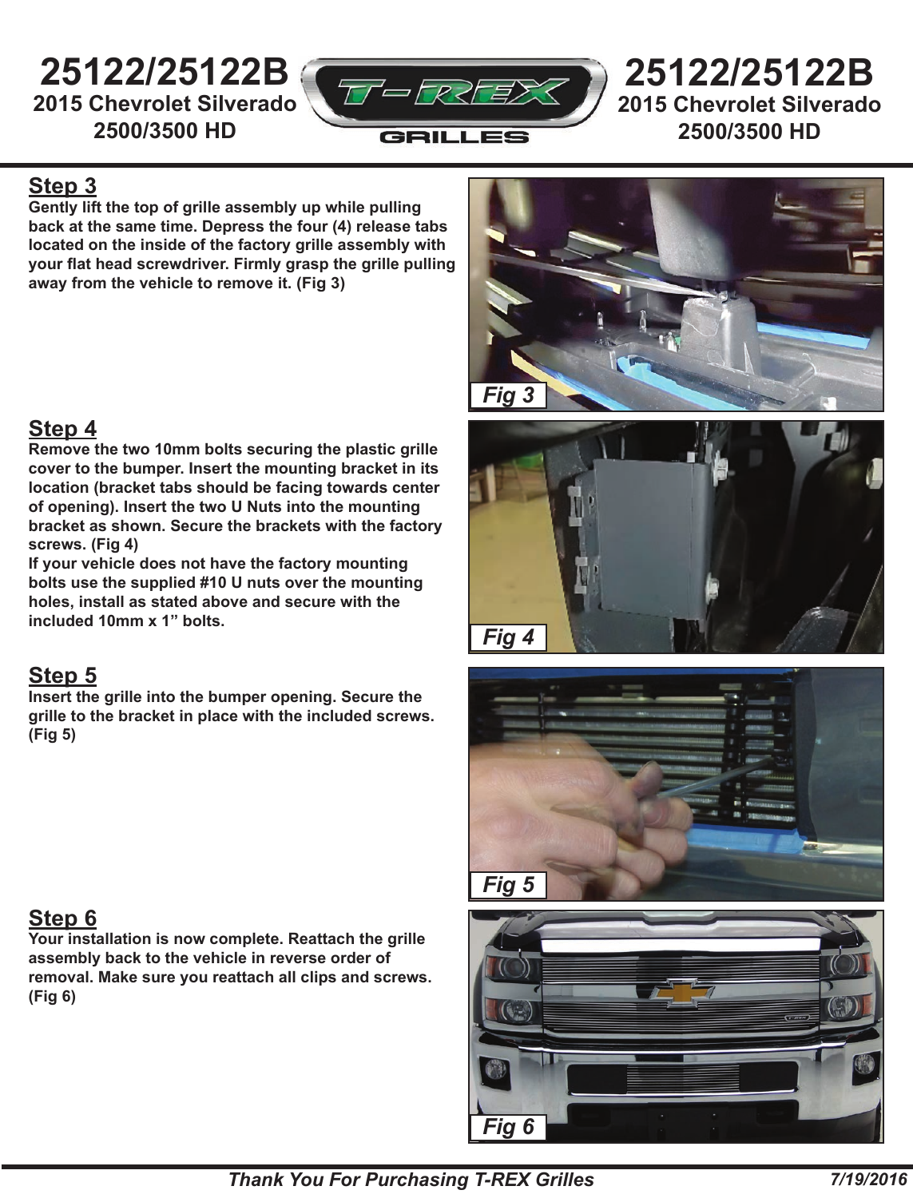## Step 3

**Gently lift the top of grille assembly up while pulling back at the same time. Depress the four (4) release tabs located on the inside of the factory grille assembly with your flat head screwdriver. Firmly grasp the grille pulling away from the vehicle to remove it. (Fig 3)**

*Fig 3*

## Step 4

**Remove the two 10mm bolts securing the plastic grille cover to the bumper. Insert the mounting bracket in its location (bracket tabs should be facing towards center of opening). Insert the two U Nuts into the mounting bracket as shown. Secure the brackets with the factory screws. (Fig 4)**

**If your vehicle does not have the factory mounting bolts use the supplied #10 U nuts over the mounting holes, install as stated above and secure with the included 10mm x 1" bolts.**

*Fig 4*

## Step 5

**Insert the grille into the bumper opening. Secure the grille to the bracket in place with the included screws. (Fig 5)**

*Fig 5*

## Step 6

**Your installation is now complete. Reattach the grille assembly back to the vehicle in reverse order of removal. Make sure you reattach all clips and screws. (Fig 6)**

*Fig 6*

***Thank You For Purchasing T-REX Grilles***